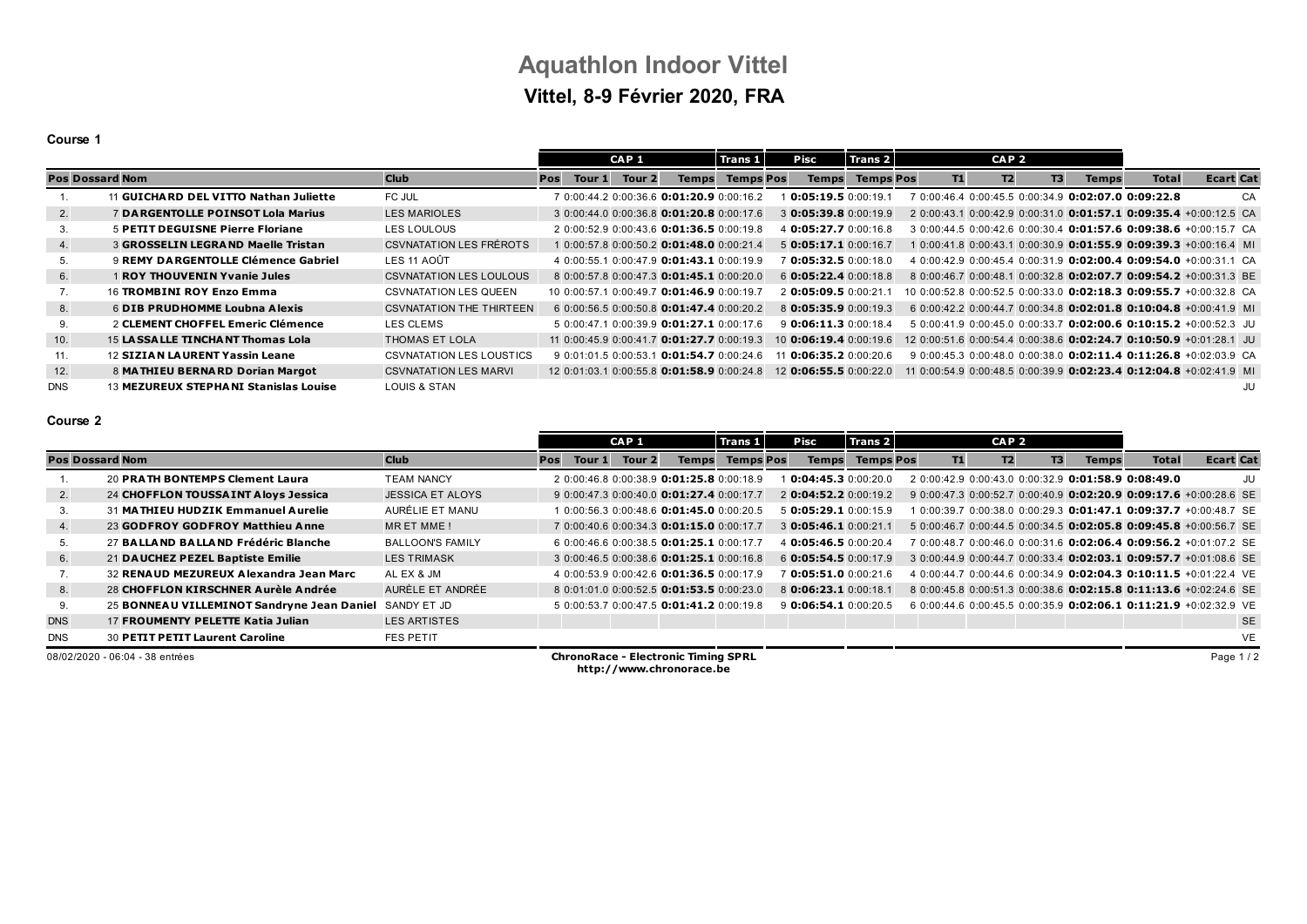# Aquathlon Indoor Vittel

## Vittel, 8-9 Février 2020, FRA

### Course 1

| Pos | Dossard | Nom | Club | CAP 1 | | | | Trans 1 | Pisc | | Trans 2 | CAP 2 | | | | | | | |
|---|---|---|---|---|---|---|---|---|---|---|---|---|---|---|---|---|---|---|---|
| | | | | Pos | Tour 1 | Tour 2 | Temps | Temps | Pos | Temps | Temps | Pos | T1 | T2 | T3 | Temps | Total | Ecart | Cat |
| 1. | 11 | **GUICHARD DEL VITTO Nathan Juliette** | FC JUL | 7 | 0:00:44.2 | 0:00:36.6 | **0:01:20.9** | 0:00:16.2 | 1 | **0:05:19.5** | 0:00:19.1 | 7 | 0:00:46.4 | 0:00:45.5 | 0:00:34.9 | **0:02:07.0** | **0:09:22.8** | | CA |
| 2. | 7 | **DARGENTOLLE POINSOT Lola Marius** | LES MARIOLES | 3 | 0:00:44.0 | 0:00:36.8 | **0:01:20.8** | 0:00:17.6 | 3 | **0:05:39.8** | 0:00:19.9 | 2 | 0:00:43.1 | 0:00:42.9 | 0:00:31.0 | **0:01:57.1** | **0:09:35.4** | +0:00:12.5 | CA |
| 3. | 5 | **PETIT DEGUISNE Pierre Floriane** | LES LOULOUS | 2 | 0:00:52.9 | 0:00:43.6 | **0:01:36.5** | 0:00:19.8 | 4 | **0:05:27.7** | 0:00:16.8 | 3 | 0:00:44.5 | 0:00:42.6 | 0:00:30.4 | **0:01:57.6** | **0:09:38.6** | +0:00:15.7 | CA |
| 4. | 3 | **GROSSELIN LEGRAND Maelle Tristan** | CSVNATATION LES FRÉROTS | 1 | 0:00:57.8 | 0:00:50.2 | **0:01:48.0** | 0:00:21.4 | 5 | **0:05:17.1** | 0:00:16.7 | 1 | 0:00:41.8 | 0:00:43.1 | 0:00:30.9 | **0:01:55.9** | **0:09:39.3** | +0:00:16.4 | MI |
| 5. | 9 | **REMY DARGENTOLLE Clémence Gabriel** | LES 11 AOÛT | 4 | 0:00:55.1 | 0:00:47.9 | **0:01:43.1** | 0:00:19.9 | 7 | **0:05:32.5** | 0:00:18.0 | 4 | 0:00:42.9 | 0:00:45.4 | 0:00:31.9 | **0:02:00.4** | **0:09:54.0** | +0:00:31.1 | CA |
| 6. | 1 | **ROY THOUVENIN Yvanie Jules** | CSVNATATION LES LOULOUS | 8 | 0:00:57.8 | 0:00:47.3 | **0:01:45.1** | 0:00:20.0 | 6 | **0:05:22.4** | 0:00:18.8 | 8 | 0:00:46.7 | 0:00:48.1 | 0:00:32.8 | **0:02:07.7** | **0:09:54.2** | +0:00:31.3 | BE |
| 7. | 16 | **TROMBINI ROY Enzo Emma** | CSVNATATION LES QUEEN | 10 | 0:00:57.1 | 0:00:49.7 | **0:01:46.9** | 0:00:19.7 | 2 | **0:05:09.5** | 0:00:21.1 | 10 | 0:00:52.8 | 0:00:52.5 | 0:00:33.0 | **0:02:18.3** | **0:09:55.7** | +0:00:32.8 | CA |
| 8. | 6 | **DIB PRUDHOMME Loubna Alexis** | CSVNATATION THE THIRTEEN | 6 | 0:00:56.5 | 0:00:50.8 | **0:01:47.4** | 0:00:20.2 | 8 | **0:05:35.9** | 0:00:19.3 | 6 | 0:00:42.2 | 0:00:44.7 | 0:00:34.8 | **0:02:01.8** | **0:10:04.8** | +0:00:41.9 | MI |
| 9. | 2 | **CLEMENT CHOFFEL Emeric Clémence** | LES CLEMS | 5 | 0:00:47.1 | 0:00:39.9 | **0:01:27.1** | 0:00:17.6 | 9 | **0:06:11.3** | 0:00:18.4 | 5 | 0:00:41.9 | 0:00:45.0 | 0:00:33.7 | **0:02:00.6** | **0:10:15.2** | +0:00:52.3 | JU |
| 10. | 15 | **LASSALLE TINCHANT Thomas Lola** | THOMAS ET LOLA | 11 | 0:00:45.9 | 0:00:41.7 | **0:01:27.7** | 0:00:19.3 | 10 | **0:06:19.4** | 0:00:19.6 | 12 | 0:00:51.6 | 0:00:54.4 | 0:00:38.6 | **0:02:24.7** | **0:10:50.9** | +0:01:28.1 | JU |
| 11. | 12 | **SIZIAN LAURENT Yassin Leane** | CSVNATATION LES LOUSTICS | 9 | 0:01:01.5 | 0:00:53.1 | **0:01:54.7** | 0:00:24.6 | 11 | **0:06:35.2** | 0:00:20.6 | 9 | 0:00:45.3 | 0:00:48.0 | 0:00:38.0 | **0:02:11.4** | **0:11:26.8** | +0:02:03.9 | CA |
| 12. | 8 | **MATHIEU BERNARD Dorian Margot** | CSVNATATION LES MARVI | 12 | 0:01:03.1 | 0:00:55.8 | **0:01:58.9** | 0:00:24.8 | 12 | **0:06:55.5** | 0:00:22.0 | 11 | 0:00:54.9 | 0:00:48.5 | 0:00:39.9 | **0:02:23.4** | **0:12:04.8** | +0:02:41.9 | MI |
| DNS | 13 | **MEZUREUX STEPHANI Stanislas Louise** | LOUIS & STAN | | | | | | | | | | | | | | | | JU |

### Course 2

| Pos | Dossard | Nom | Club | CAP 1 | | | | Trans 1 | Pisc | | Trans 2 | CAP 2 | | | | | | | |
|---|---|---|---|---|---|---|---|---|---|---|---|---|---|---|---|---|---|---|---|
| | | | | Pos | Tour 1 | Tour 2 | Temps | Temps | Pos | Temps | Temps | Pos | T1 | T2 | T3 | Temps | Total | Ecart | Cat |
| 1. | 20 | **PRATH BONTEMPS Clement Laura** | TEAM NANCY | 2 | 0:00:46.8 | 0:00:38.9 | **0:01:25.8** | 0:00:18.9 | 1 | **0:04:45.3** | 0:00:20.0 | 2 | 0:00:42.9 | 0:00:43.0 | 0:00:32.9 | **0:01:58.9** | **0:08:49.0** | | JU |
| 2. | 24 | **CHOFFLON TOUSSAINT Aloys Jessica** | JESSICA ET ALOYS | 9 | 0:00:47.3 | 0:00:40.0 | **0:01:27.4** | 0:00:17.7 | 2 | **0:04:52.2** | 0:00:19.2 | 9 | 0:00:47.3 | 0:00:52.7 | 0:00:40.9 | **0:02:20.9** | **0:09:17.6** | +0:00:28.6 | SE |
| 3. | 31 | **MATHIEU HUDZIK Emmanuel Aurelie** | AURÉLIE ET MANU | 1 | 0:00:56.3 | 0:00:48.6 | **0:01:45.0** | 0:00:20.5 | 5 | **0:05:29.1** | 0:00:15.9 | 1 | 0:00:39.7 | 0:00:38.0 | 0:00:29.3 | **0:01:47.1** | **0:09:37.7** | +0:00:48.7 | SE |
| 4. | 23 | **GODFROY GODFROY Matthieu Anne** | MR ET MME ! | 7 | 0:00:40.6 | 0:00:34.3 | **0:01:15.0** | 0:00:17.7 | 3 | **0:05:46.1** | 0:00:21.1 | 5 | 0:00:46.7 | 0:00:44.5 | 0:00:34.5 | **0:02:05.8** | **0:09:45.8** | +0:00:56.7 | SE |
| 5. | 27 | **BALLAND BALLAND Frédéric Blanche** | BALLOON'S FAMILY | 6 | 0:00:46.6 | 0:00:38.5 | **0:01:25.1** | 0:00:17.7 | 4 | **0:05:46.5** | 0:00:20.4 | 7 | 0:00:48.7 | 0:00:46.0 | 0:00:31.6 | **0:02:06.4** | **0:09:56.2** | +0:01:07.2 | SE |
| 6. | 21 | **DAUCHEZ PEZEL Baptiste Emilie** | LES TRIMASK | 3 | 0:00:46.5 | 0:00:38.6 | **0:01:25.1** | 0:00:16.8 | 6 | **0:05:54.5** | 0:00:17.9 | 3 | 0:00:44.9 | 0:00:44.7 | 0:00:33.4 | **0:02:03.1** | **0:09:57.7** | +0:01:08.6 | SE |
| 7. | 32 | **RENAUD MEZUREUX Alexandra Jean Marc** | AL EX & JM | 4 | 0:00:53.9 | 0:00:42.6 | **0:01:36.5** | 0:00:17.9 | 7 | **0:05:51.0** | 0:00:21.6 | 4 | 0:00:44.7 | 0:00:44.6 | 0:00:34.9 | **0:02:04.3** | **0:10:11.5** | +0:01:22.4 | VE |
| 8. | 28 | **CHOFFLON KIRSCHNER Aurèle Andrée** | AURÈLE ET ANDRÉE | 8 | 0:01:01.0 | 0:00:52.5 | **0:01:53.5** | 0:00:23.0 | 8 | **0:06:23.1** | 0:00:18.1 | 8 | 0:00:45.8 | 0:00:51.3 | 0:00:38.6 | **0:02:15.8** | **0:11:13.6** | +0:02:24.6 | SE |
| 9. | 25 | **BONNEAU VILLEMINOT Sandryne Jean Daniel** | SANDY ET JD | 5 | 0:00:53.7 | 0:00:47.5 | **0:01:41.2** | 0:00:19.8 | 9 | **0:06:54.1** | 0:00:20.5 | 6 | 0:00:44.6 | 0:00:45.5 | 0:00:35.9 | **0:02:06.1** | **0:11:21.9** | +0:02:32.9 | VE |
| DNS | 17 | **FROUMENTY PELETTE Katia Julian** | LES ARTISTES | | | | | | | | | | | | | | | | SE |
| DNS | 30 | **PETIT PETIT Laurent Caroline** | FES PETIT | | | | | | | | | | | | | | | | VE |

08/02/2020 - 06:04 - 38 entrées

**ChronoRace - Electronic Timing SPRL**
**http://www.chronorace.be**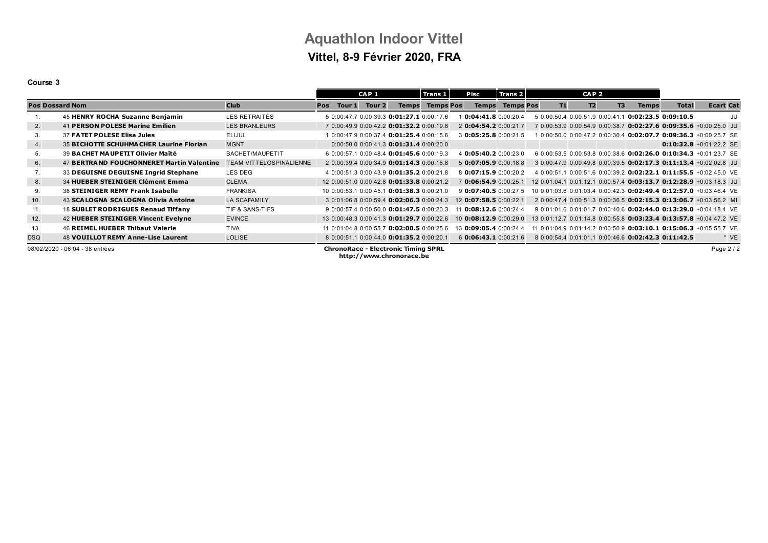**Course 3**

| | | | | CAP 1 | | | | Trans 1 | Pisc | | Trans 2 | CAP 2 | | | | | | | |
|---|---|---|---|---|---|---|---|---|---|---|---|---|---|---|---|---|---|---|---|
| **Pos** | **Dossard** | **Nom** | **Club** | **Pos** | **Tour 1** | **Tour 2** | **Temps** | **Temps** | **Pos** | **Temps** | **Temps** | **Pos** | **T1** | **T2** | **T3** | **Temps** | **Total** | **Ecart** | **Cat** |
| 1. | 45 | **HENRY ROCHA Suzanne Benjamin** | LES RETRAITÉS | 5 | 0:00:47.7 | 0:00:39.3 | **0:01:27.1** | 0:00:17.6 | 1 | **0:04:41.8** | 0:00:20.4 | 5 | 0:00:50.4 | 0:00:51.9 | 0:00:41.1 | **0:02:23.5** | **0:09:10.5** | | JU |
| 2. | 41 | **PERSON POLESE Marine Emilien** | LES BRANLEURS | 7 | 0:00:49.9 | 0:00:42.2 | **0:01:32.2** | 0:00:19.8 | 2 | **0:04:54.2** | 0:00:21.7 | 7 | 0:00:53.9 | 0:00:54.9 | 0:00:38.7 | **0:02:27.6** | **0:09:35.6** | +0:00:25.0 | JU |
| 3. | 37 | **FATET POLESE Elisa Jules** | ELIJUL | 1 | 0:00:47.9 | 0:00:37.4 | **0:01:25.4** | 0:00:15.6 | 3 | **0:05:25.8** | 0:00:21.5 | 1 | 0:00:50.0 | 0:00:47.2 | 0:00:30.4 | **0:02:07.7** | **0:09:36.3** | +0:00:25.7 | SE |
| 4. | 35 | **BICHOTTE SCHUHMACHER Laurine Florian** | MGNT | | 0:00:50.0 | 0:00:41.3 | **0:01:31.4** | 0:00:20.0 | | | | | | | | | **0:10:32.8** | +0:01:22.2 | SE |
| 5. | 39 | **BACHET MAUPETIT Olivier Maîté** | BACHET/MAUPETIT | 6 | 0:00:57.1 | 0:00:48.4 | **0:01:45.6** | 0:00:19.3 | 4 | **0:05:40.2** | 0:00:23.0 | 6 | 0:00:53.5 | 0:00:53.8 | 0:00:38.6 | **0:02:26.0** | **0:10:34.3** | +0:01:23.7 | SE |
| 6. | 47 | **BERTRAND FOUCHONNERET Martin Valentine** | TEAM VITTELOSPINALIENNE | 2 | 0:00:39.4 | 0:00:34.9 | **0:01:14.3** | 0:00:16.8 | 5 | **0:07:05.9** | 0:00:18.8 | 3 | 0:00:47.9 | 0:00:49.8 | 0:00:39.5 | **0:02:17.3** | **0:11:13.4** | +0:02:02.8 | JU |
| 7. | 33 | **DEGUISNE DEGUISNE Ingrid Stephane** | LES DEG | 4 | 0:00:51.3 | 0:00:43.9 | **0:01:35.2** | 0:00:21.8 | 8 | **0:07:15.9** | 0:00:20.2 | 4 | 0:00:51.1 | 0:00:51.6 | 0:00:39.2 | **0:02:22.1** | **0:11:55.5** | +0:02:45.0 | VE |
| 8. | 34 | **HUEBER STEINIGER Clément Emma** | CLEMA | 12 | 0:00:51.0 | 0:00:42.8 | **0:01:33.8** | 0:00:21.2 | 7 | **0:06:54.9** | 0:00:25.1 | 12 | 0:01:04.1 | 0:01:12.1 | 0:00:57.4 | **0:03:13.7** | **0:12:28.9** | +0:03:18.3 | JU |
| 9. | 38 | **STEINIGER REMY Frank Isabelle** | FRANKISA | 10 | 0:00:53.1 | 0:00:45.1 | **0:01:38.3** | 0:00:21.0 | 9 | **0:07:40.5** | 0:00:27.5 | 10 | 0:01:03.6 | 0:01:03.4 | 0:00:42.3 | **0:02:49.4** | **0:12:57.0** | +0:03:46.4 | VE |
| 10. | 43 | **SCALOGNA SCALOGNA Olivia Antoine** | LA SCAFAMILY | 3 | 0:01:06.8 | 0:00:59.4 | **0:02:06.3** | 0:00:24.3 | 12 | **0:07:58.5** | 0:00:22.1 | 2 | 0:00:47.4 | 0:00:51.3 | 0:00:36.5 | **0:02:15.3** | **0:13:06.7** | +0:03:56.2 | MI |
| 11. | 18 | **SUBLET RODRIGUES Renaud Tiffany** | TIF & SANS-TIFS | 9 | 0:00:57.4 | 0:00:50.0 | **0:01:47.5** | 0:00:20.3 | 11 | **0:08:12.6** | 0:00:24.4 | 9 | 0:01:01.6 | 0:01:01.7 | 0:00:40.6 | **0:02:44.0** | **0:13:29.0** | +0:04:18.4 | VE |
| 12. | 42 | **HUEBER STEINIGER Vincent Evelyne** | EVINCE | 13 | 0:00:48.3 | 0:00:41.3 | **0:01:29.7** | 0:00:22.6 | 10 | **0:08:12.9** | 0:00:29.0 | 13 | 0:01:12.7 | 0:01:14.8 | 0:00:55.8 | **0:03:23.4** | **0:13:57.8** | +0:04:47.2 | VE |
| 13. | 46 | **REIMEL HUEBER Thibaut Valerie** | TIVA | 11 | 0:01:04.8 | 0:00:55.7 | **0:02:00.5** | 0:00:25.6 | 13 | **0:09:05.4** | 0:00:24.4 | 11 | 0:01:04.9 | 0:01:14.2 | 0:00:50.9 | **0:03:10.1** | **0:15:06.3** | +0:05:55.7 | VE |
| DSQ | 48 | **VOUILLOT REMY Anne-Lise Laurent** | LOLISE | 8 | 0:00:51.1 | 0:00:44.0 | **0:01:35.2** | 0:00:20.1 | 6 | **0:06:43.1** | 0:00:21.6 | 8 | 0:00:54.4 | 0:01:01.1 | 0:00:46.6 | **0:02:42.3** | **0:11:42.5** | " | VE |